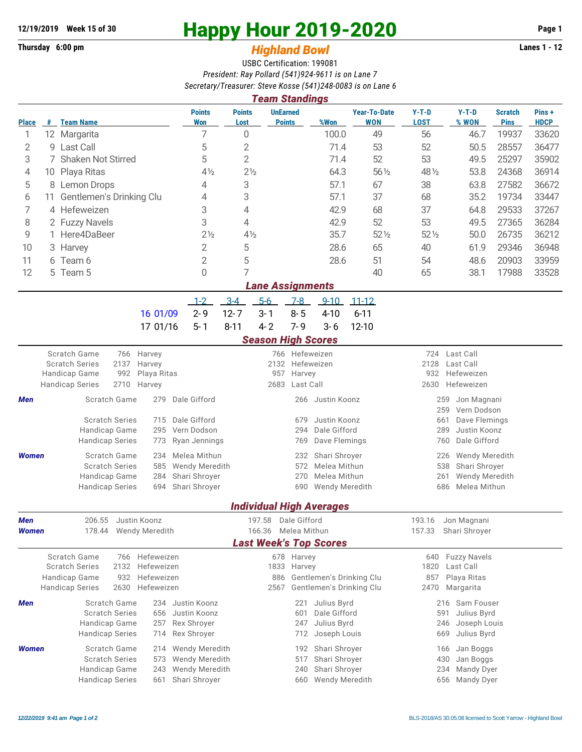12/19/2019 Week 15 of 30

Thursday 6:00 pm

# Happy Hour 2019-2020

## *Highland Bowl*

Lanes 1 - 12

USBC Certification: 199081

*President: Ray Pollard (541)924-9611 is on Lane 7*

*Secretary/Treasurer: Steve Kosse (541)248-0083 is on Lane 6*

### *Team Standings*

| Place | # | Team Name | Points Won | Points Lost | UnEarned Points | %Won | Year-To-Date WON | Y-T-D LOST | Y-T-D % WON | Scratch Pins | Pins + HDCP |
|---|---|---|---|---|---|---|---|---|---|---|---|
| 1 | 12 | Margarita | 7 | 0 | | 100.0 | 49 | 56 | 46.7 | 19937 | 33620 |
| 2 | 9 | Last Call | 5 | 2 | | 71.4 | 53 | 52 | 50.5 | 28557 | 36477 |
| 3 | 7 | Shaken Not Stirred | 5 | 2 | | 71.4 | 52 | 53 | 49.5 | 25297 | 35902 |
| 4 | 10 | Playa Ritas | 4½ | 2½ | | 64.3 | 56½ | 48½ | 53.8 | 24368 | 36914 |
| 5 | 8 | Lemon Drops | 4 | 3 | | 57.1 | 67 | 38 | 63.8 | 27582 | 36672 |
| 6 | 11 | Gentlemen's Drinking Clu | 4 | 3 | | 57.1 | 37 | 68 | 35.2 | 19734 | 33447 |
| 7 | 4 | Hefeweizen | 3 | 4 | | 42.9 | 68 | 37 | 64.8 | 29533 | 37267 |
| 8 | 2 | Fuzzy Navels | 3 | 4 | | 42.9 | 52 | 53 | 49.5 | 27365 | 36284 |
| 9 | 1 | Here4DaBeer | 2½ | 4½ | | 35.7 | 52½ | 52½ | 50.0 | 26735 | 36212 |
| 10 | 3 | Harvey | 2 | 5 | | 28.6 | 65 | 40 | 61.9 | 29346 | 36948 |
| 11 | 6 | Team 6 | 2 | 5 | | 28.6 | 51 | 54 | 48.6 | 20903 | 33959 |
| 12 | 5 | Team 5 | 0 | 7 | | | 40 | 65 | 38.1 | 17988 | 33528 |

### *Lane Assignments*

| | 1-2 | 3-4 | 5-6 | 7-8 | 9-10 | 11-12 |
|---|---|---|---|---|---|---|
| 16 01/09 | 2- 9 | 12- 7 | 3- 1 | 8- 5 | 4-10 | 6-11 |
| 17 01/16 | 5- 1 | 8-11 | 4- 2 | 7- 9 | 3- 6 | 12-10 |

### *Season High Scores*

| | | | | | | |
|---|---|---|---|---|---|---|
| Scratch Game | 766 | Harvey | 766 | Hefeweizen | 724 | Last Call |
| Scratch Series | 2137 | Harvey | 2132 | Hefeweizen | 2128 | Last Call |
| Handicap Game | 992 | Playa Ritas | 957 | Harvey | 932 | Hefeweizen |
| Handicap Series | 2710 | Harvey | 2683 | Last Call | 2630 | Hefeweizen |

| | | | | | | | |
|---|---|---|---|---|---|---|---|
| ***Men*** | Scratch Game | 279 | Dale Gifford | 266 | Justin Koonz | 259 | Jon Magnani |
| | | | | | | 259 | Vern Dodson |
| | Scratch Series | 715 | Dale Gifford | 679 | Justin Koonz | 661 | Dave Flemings |
| | Handicap Game | 295 | Vern Dodson | 294 | Dale Gifford | 289 | Justin Koonz |
| | Handicap Series | 773 | Ryan Jennings | 769 | Dave Flemings | 760 | Dale Gifford |
| ***Women*** | Scratch Game | 234 | Melea Mithun | 232 | Shari Shroyer | 226 | Wendy Meredith |
| | Scratch Series | 585 | Wendy Meredith | 572 | Melea Mithun | 538 | Shari Shroyer |
| | Handicap Game | 284 | Shari Shroyer | 270 | Melea Mithun | 261 | Wendy Meredith |
| | Handicap Series | 694 | Shari Shroyer | 690 | Wendy Meredith | 686 | Melea Mithun |

### *Individual High Averages*

| | | | | | | |
|---|---|---|---|---|---|---|
| ***Men*** | 206.55 | Justin Koonz | 197.58 | Dale Gifford | 193.16 | Jon Magnani |
| ***Women*** | 178.44 | Wendy Meredith | 166.36 | Melea Mithun | 157.33 | Shari Shroyer |

### *Last Week's Top Scores*

| | | | | | | |
|---|---|---|---|---|---|---|
| Scratch Game | 766 | Hefeweizen | 678 | Harvey | 640 | Fuzzy Navels |
| Scratch Series | 2132 | Hefeweizen | 1833 | Harvey | 1820 | Last Call |
| Handicap Game | 932 | Hefeweizen | 886 | Gentlemen's Drinking Clu | 857 | Playa Ritas |
| Handicap Series | 2630 | Hefeweizen | 2567 | Gentlemen's Drinking Clu | 2470 | Margarita |

| | | | | | | | |
|---|---|---|---|---|---|---|---|
| ***Men*** | Scratch Game | 234 | Justin Koonz | 221 | Julius Byrd | 216 | Sam Fouser |
| | Scratch Series | 656 | Justin Koonz | 601 | Dale Gifford | 591 | Julius Byrd |
| | Handicap Game | 257 | Rex Shroyer | 247 | Julius Byrd | 246 | Joseph Louis |
| | Handicap Series | 714 | Rex Shroyer | 712 | Joseph Louis | 669 | Julius Byrd |
| ***Women*** | Scratch Game | 214 | Wendy Meredith | 192 | Shari Shroyer | 166 | Jan Boggs |
| | Scratch Series | 573 | Wendy Meredith | 517 | Shari Shroyer | 430 | Jan Boggs |
| | Handicap Game | 243 | Wendy Meredith | 240 | Shari Shroyer | 234 | Mandy Dyer |
| | Handicap Series | 661 | Shari Shroyer | 660 | Wendy Meredith | 656 | Mandy Dyer |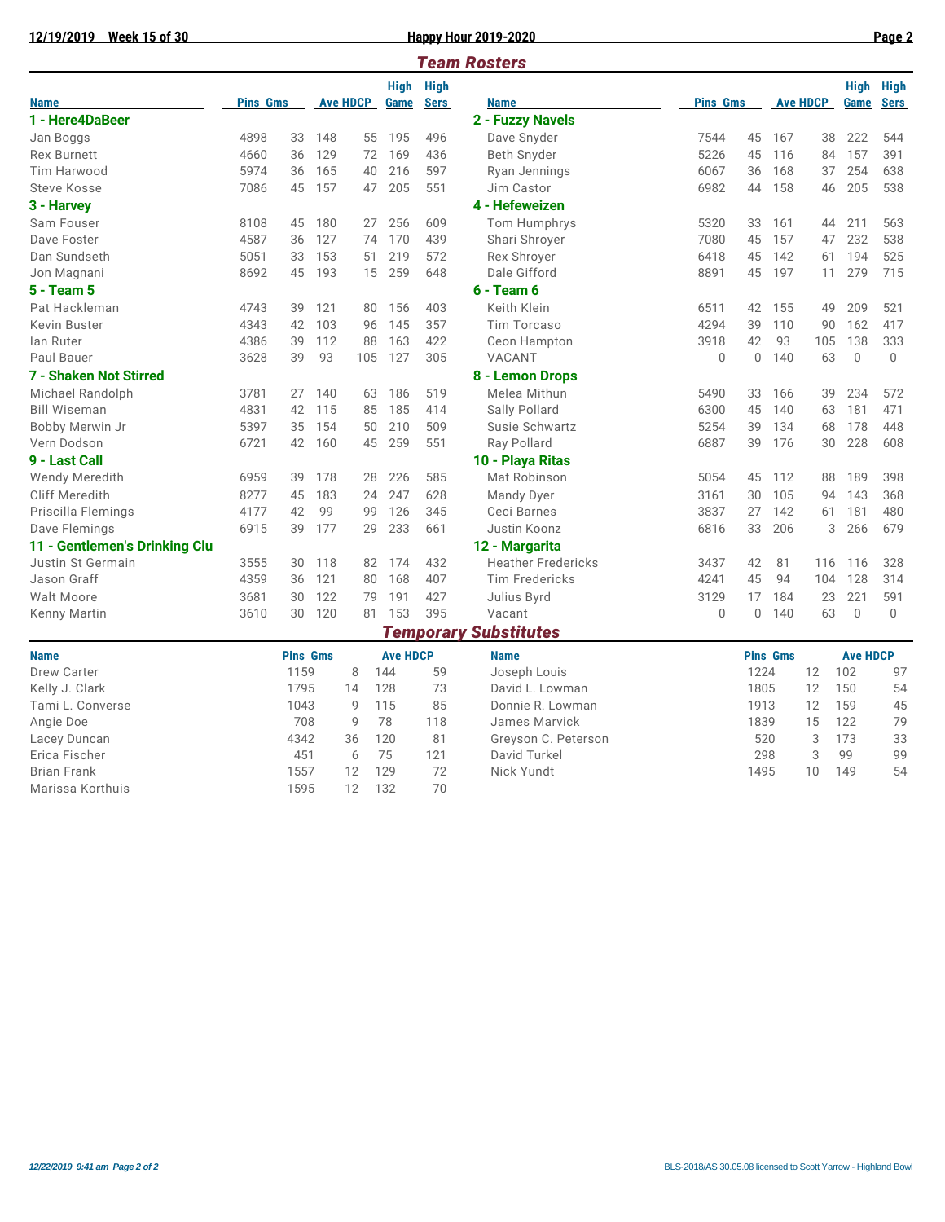## Team Rosters

| Name | Pins | Gms | Ave | HDCP | High Game | High Sers |
|---|---|---|---|---|---|---|
| **1 - Here4DaBeer** | | | | | | |
| Jan Boggs | 4898 | 33 | 148 | 55 | 195 | 496 |
| Rex Burnett | 4660 | 36 | 129 | 72 | 169 | 436 |
| Tim Harwood | 5974 | 36 | 165 | 40 | 216 | 597 |
| Steve Kosse | 7086 | 45 | 157 | 47 | 205 | 551 |
| **2 - Fuzzy Navels** | | | | | | |
| Dave Snyder | 7544 | 45 | 167 | 38 | 222 | 544 |
| Beth Snyder | 5226 | 45 | 116 | 84 | 157 | 391 |
| Ryan Jennings | 6067 | 36 | 168 | 37 | 254 | 638 |
| Jim Castor | 6982 | 44 | 158 | 46 | 205 | 538 |
| **3 - Harvey** | | | | | | |
| Sam Fouser | 8108 | 45 | 180 | 27 | 256 | 609 |
| Dave Foster | 4587 | 36 | 127 | 74 | 170 | 439 |
| Dan Sundseth | 5051 | 33 | 153 | 51 | 219 | 572 |
| Jon Magnani | 8692 | 45 | 193 | 15 | 259 | 648 |
| **4 - Hefeweizen** | | | | | | |
| Tom Humphrys | 5320 | 33 | 161 | 44 | 211 | 563 |
| Shari Shroyer | 7080 | 45 | 157 | 47 | 232 | 538 |
| Rex Shroyer | 6418 | 45 | 142 | 61 | 194 | 525 |
| Dale Gifford | 8891 | 45 | 197 | 11 | 279 | 715 |
| **5 - Team 5** | | | | | | |
| Pat Hackleman | 4743 | 39 | 121 | 80 | 156 | 403 |
| Kevin Buster | 4343 | 42 | 103 | 96 | 145 | 357 |
| Ian Ruter | 4386 | 39 | 112 | 88 | 163 | 422 |
| Paul Bauer | 3628 | 39 | 93 | 105 | 127 | 305 |
| **6 - Team 6** | | | | | | |
| Keith Klein | 6511 | 42 | 155 | 49 | 209 | 521 |
| Tim Torcaso | 4294 | 39 | 110 | 90 | 162 | 417 |
| Ceon Hampton | 3918 | 42 | 93 | 105 | 138 | 333 |
| VACANT | 0 | 0 | 140 | 63 | 0 | 0 |
| **7 - Shaken Not Stirred** | | | | | | |
| Michael Randolph | 3781 | 27 | 140 | 63 | 186 | 519 |
| Bill Wiseman | 4831 | 42 | 115 | 85 | 185 | 414 |
| Bobby Merwin Jr | 5397 | 35 | 154 | 50 | 210 | 509 |
| Vern Dodson | 6721 | 42 | 160 | 45 | 259 | 551 |
| **8 - Lemon Drops** | | | | | | |
| Melea Mithun | 5490 | 33 | 166 | 39 | 234 | 572 |
| Sally Pollard | 6300 | 45 | 140 | 63 | 181 | 471 |
| Susie Schwartz | 5254 | 39 | 134 | 68 | 178 | 448 |
| Ray Pollard | 6887 | 39 | 176 | 30 | 228 | 608 |
| **9 - Last Call** | | | | | | |
| Wendy Meredith | 6959 | 39 | 178 | 28 | 226 | 585 |
| Cliff Meredith | 8277 | 45 | 183 | 24 | 247 | 628 |
| Priscilla Flemings | 4177 | 42 | 99 | 99 | 126 | 345 |
| Dave Flemings | 6915 | 39 | 177 | 29 | 233 | 661 |
| **10 - Playa Ritas** | | | | | | |
| Mat Robinson | 5054 | 45 | 112 | 88 | 189 | 398 |
| Mandy Dyer | 3161 | 30 | 105 | 94 | 143 | 368 |
| Ceci Barnes | 3837 | 27 | 142 | 61 | 181 | 480 |
| Justin Koonz | 6816 | 33 | 206 | 3 | 266 | 679 |
| **11 - Gentlemen's Drinking Clu** | | | | | | |
| Justin St Germain | 3555 | 30 | 118 | 82 | 174 | 432 |
| Jason Graff | 4359 | 36 | 121 | 80 | 168 | 407 |
| Walt Moore | 3681 | 30 | 122 | 79 | 191 | 427 |
| Kenny Martin | 3610 | 30 | 120 | 81 | 153 | 395 |
| **12 - Margarita** | | | | | | |
| Heather Fredericks | 3437 | 42 | 81 | 116 | 116 | 328 |
| Tim Fredericks | 4241 | 45 | 94 | 104 | 128 | 314 |
| Julius Byrd | 3129 | 17 | 184 | 23 | 221 | 591 |
| Vacant | 0 | 0 | 140 | 63 | 0 | 0 |

## Temporary Substitutes

| Name | Pins | Gms | Ave | HDCP |
|---|---|---|---|---|
| Drew Carter | 1159 | 8 | 144 | 59 |
| Kelly J. Clark | 1795 | 14 | 128 | 73 |
| Tami L. Converse | 1043 | 9 | 115 | 85 |
| Angie Doe | 708 | 9 | 78 | 118 |
| Lacey Duncan | 4342 | 36 | 120 | 81 |
| Erica Fischer | 451 | 6 | 75 | 121 |
| Brian Frank | 1557 | 12 | 129 | 72 |
| Marissa Korthuis | 1595 | 12 | 132 | 70 |
| Joseph Louis | 1224 | 12 | 102 | 97 |
| David L. Lowman | 1805 | 12 | 150 | 54 |
| Donnie R. Lowman | 1913 | 12 | 159 | 45 |
| James Marvick | 1839 | 15 | 122 | 79 |
| Greyson C. Peterson | 520 | 3 | 173 | 33 |
| David Turkel | 298 | 3 | 99 | 99 |
| Nick Yundt | 1495 | 10 | 149 | 54 |